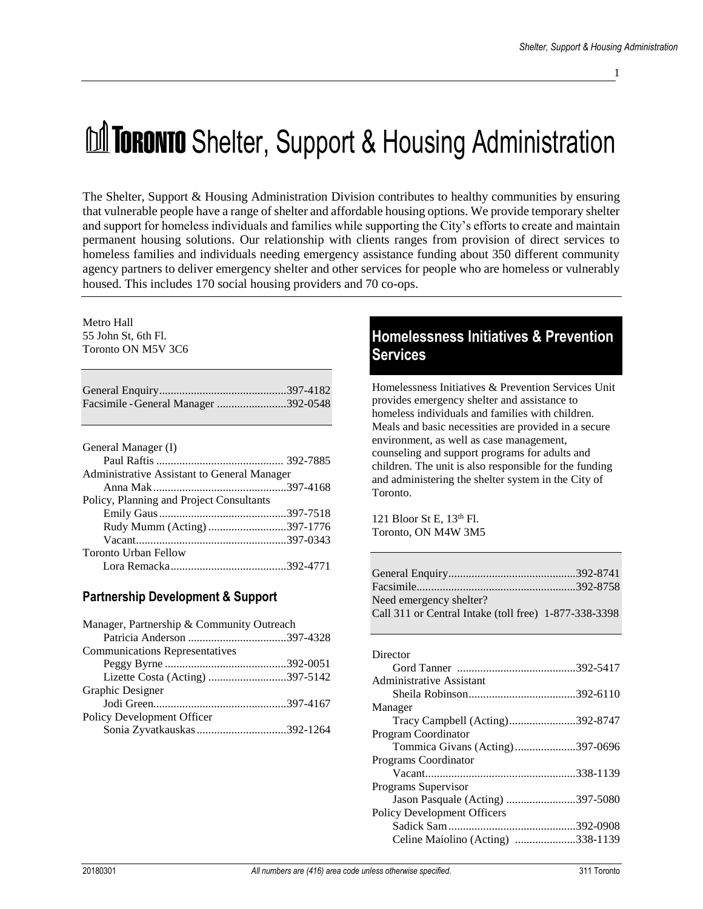# TORONTO Shelter, Support & Housing Administration

The Shelter, Support & Housing Administration Division contributes to healthy communities by ensuring that vulnerable people have a range of shelter and affordable housing options. We provide temporary shelter and support for homeless individuals and families while supporting the City's efforts to create and maintain permanent housing solutions. Our relationship with clients ranges from provision of direct services to homeless families and individuals needing emergency assistance funding about 350 different community agency partners to deliver emergency shelter and other services for people who are homeless or vulnerably housed. This includes 170 social housing providers and 70 co-ops.

Metro Hall
55 John St, 6th Fl.
Toronto ON M5V 3C6

General Enquiry............................................397-4182
Facsimile - General Manager ........................392-0548

General Manager (I)
Paul Raftis ............................................ 392-7885

Administrative Assistant to General Manager
Anna Mak..............................................397-4168

Policy, Planning and Project Consultants
Emily Gaus............................................397-7518
Rudy Mumm (Acting) ...........................397-1776
Vacant....................................................397-0343

Toronto Urban Fellow
Lora Remacka........................................392-4771

### Partnership Development & Support

Manager, Partnership & Community Outreach
Patricia Anderson ..................................397-4328

Communications Representatives
Peggy Byrne ..........................................392-0051
Lizette Costa (Acting) ...........................397-5142

Graphic Designer
Jodi Green..............................................397-4167

Policy Development Officer
Sonia Zyvatkauskas...............................392-1264

## Homelessness Initiatives & Prevention Services

Homelessness Initiatives & Prevention Services Unit provides emergency shelter and assistance to homeless individuals and families with children. Meals and basic necessities are provided in a secure environment, as well as case management, counseling and support programs for adults and children. The unit is also responsible for the funding and administering the shelter system in the City of Toronto.

121 Bloor St E, 13th Fl.
Toronto, ON M4W 3M5

General Enquiry............................................392-8741
Facsimile.......................................................392-8758
Need emergency shelter?
Call 311 or Central Intake (toll free) 1-877-338-3398

Director
Gord Tanner .........................................392-5417

Administrative Assistant
Sheila Robinson.....................................392-6110

Manager
Tracy Campbell (Acting).......................392-8747

Program Coordinator
Tommica Givans (Acting).....................397-0696

Programs Coordinator
Vacant...................................................338-1139

Programs Supervisor
Jason Pasquale (Acting) ........................397-5080

Policy Development Officers
Sadick Sam............................................392-0908
Celine Maiolino (Acting) .....................338-1139

All numbers are (416) area code unless otherwise specified.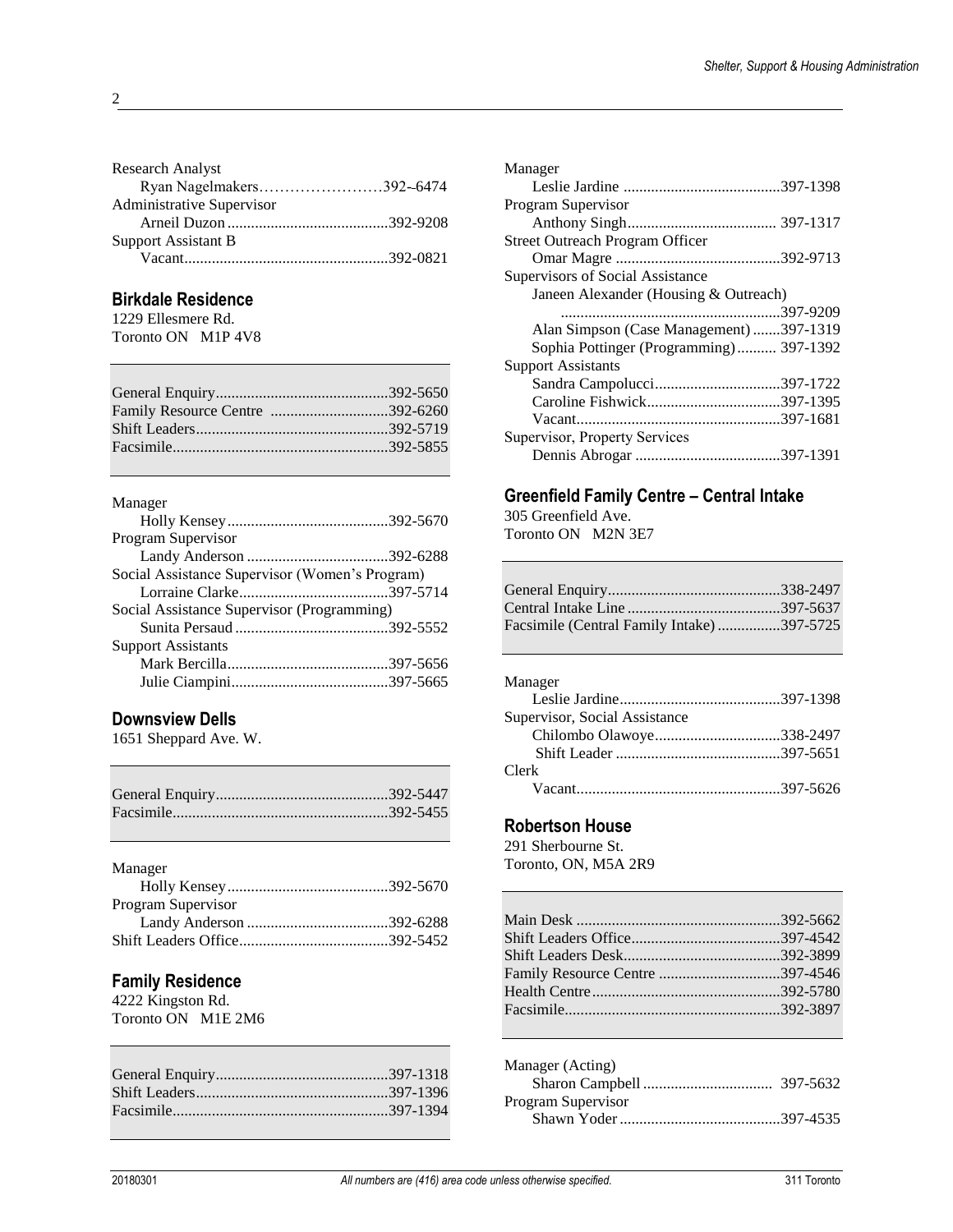Research Analyst
Ryan Nagelmakers……………………392-‐6474
Administrative Supervisor
Arneil Duzon .........................................392-9208
Support Assistant B
Vacant....................................................392-0821

## Birkdale Residence

1229 Ellesmere Rd.
Toronto ON M1P 4V8

General Enquiry............................................392-5650
Family Resource Centre ..............................392-6260
Shift Leaders.................................................392-5719
Facsimile.......................................................392-5855

Manager
Holly Kensey.........................................392-5670
Program Supervisor
Landy Anderson ....................................392-6288
Social Assistance Supervisor (Women's Program)
Lorraine Clarke......................................397-5714
Social Assistance Supervisor (Programming)
Sunita Persaud .......................................392-5552
Support Assistants
Mark Bercilla.........................................397-5656
Julie Ciampini........................................397-5665

## Downsview Dells

1651 Sheppard Ave. W.

General Enquiry............................................392-5447
Facsimile.......................................................392-5455

Manager
Holly Kensey.........................................392-5670
Program Supervisor
Landy Anderson ....................................392-6288
Shift Leaders Office......................................392-5452

## Family Residence

4222 Kingston Rd.
Toronto ON M1E 2M6

General Enquiry............................................397-1318
Shift Leaders.................................................397-1396
Facsimile.......................................................397-1394

Manager
Leslie Jardine ........................................397-1398
Program Supervisor
Anthony Singh...................................... 397-1317
Street Outreach Program Officer
Omar Magre ..........................................392-9713
Supervisors of Social Assistance
Janeen Alexander (Housing & Outreach)
.......................................................397-9209
Alan Simpson (Case Management) .......397-1319
Sophia Pottinger (Programming).......... 397-1392
Support Assistants
Sandra Campolucci................................397-1722
Caroline Fishwick..................................397-1395
Vacant....................................................397-1681
Supervisor, Property Services
Dennis Abrogar .....................................397-1391

## Greenfield Family Centre – Central Intake

305 Greenfield Ave.
Toronto ON M2N 3E7

General Enquiry............................................338-2497
Central Intake Line .......................................397-5637
Facsimile (Central Family Intake) ................397-5725

Manager
Leslie Jardine.........................................397-1398
Supervisor, Social Assistance
Chilombo Olawoye................................338-2497
Shift Leader ..........................................397-5651
Clerk
Vacant....................................................397-5626

## Robertson House

291 Sherbourne St.
Toronto, ON, M5A 2R9

Main Desk ....................................................392-5662
Shift Leaders Office......................................397-4542
Shift Leaders Desk........................................392-3899
Family Resource Centre ...............................397-4546
Health Centre................................................392-5780
Facsimile.......................................................392-3897

Manager (Acting)
Sharon Campbell ................................. 397-5632
Program Supervisor
Shawn Yoder .........................................397-4535

All numbers are (416) area code unless otherwise specified.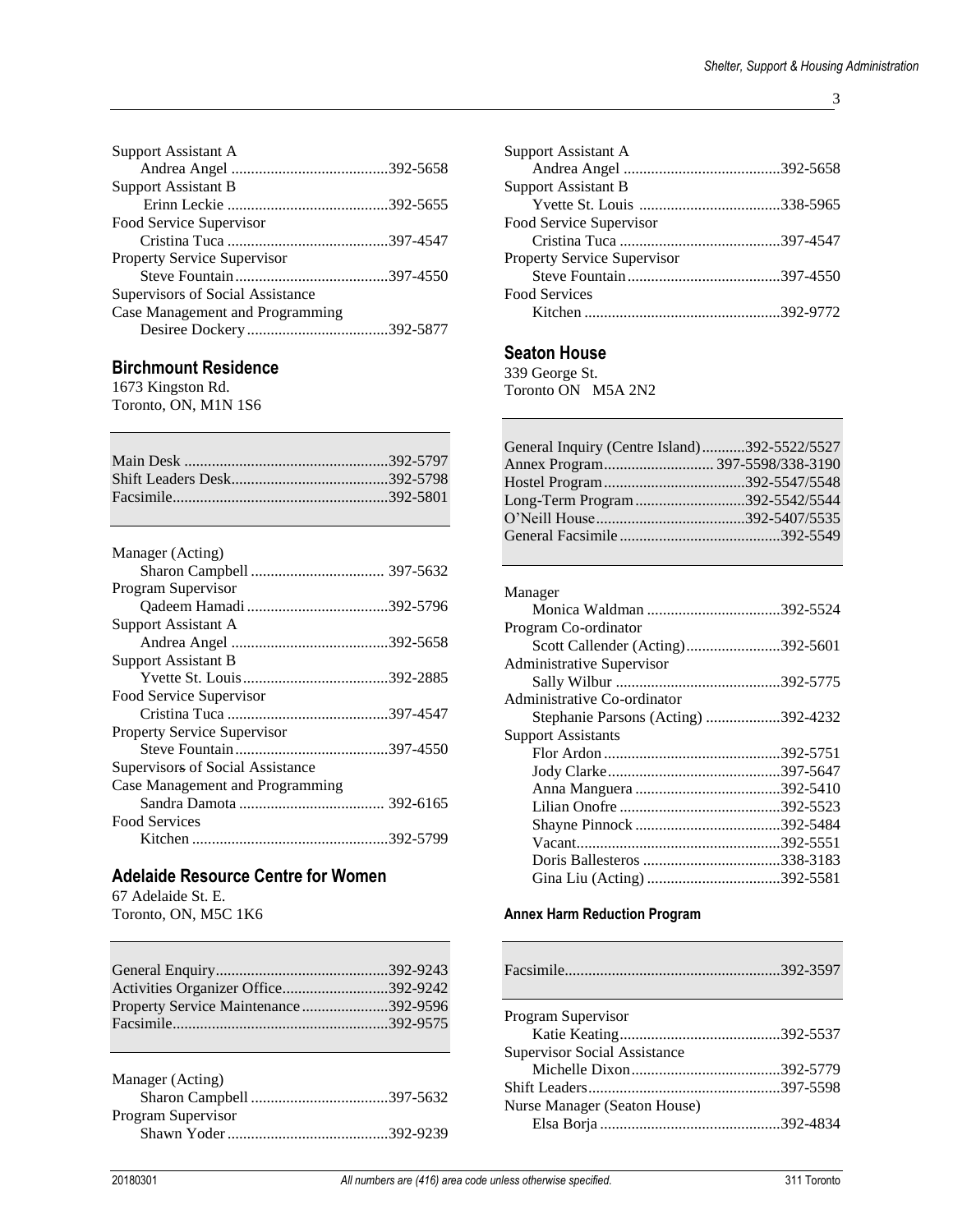Support Assistant A
- Andrea Angel ........................................392-5658

Support Assistant B
- Erinn Leckie .........................................392-5655

Food Service Supervisor
- Cristina Tuca .........................................397-4547

Property Service Supervisor
- Steve Fountain.......................................397-4550

Supervisors of Social Assistance
Case Management and Programming
- Desiree Dockery....................................392-5877

## Birchmount Residence

1673 Kingston Rd.
Toronto, ON, M1N 1S6

| | |
|---|---|
| Main Desk | 392-5797 |
| Shift Leaders Desk | 392-5798 |
| Facsimile | 392-5801 |

Manager (Acting)
- Sharon Campbell .................................. 397-5632

Program Supervisor
- Qadeem Hamadi ....................................392-5796

Support Assistant A
- Andrea Angel ........................................392-5658

Support Assistant B
- Yvette St. Louis.....................................392-2885

Food Service Supervisor
- Cristina Tuca .........................................397-4547

Property Service Supervisor
- Steve Fountain.......................................397-4550

Supervisors of Social Assistance
Case Management and Programming
- Sandra Damota .................................... 392-6165

Food Services
- Kitchen .................................................392-5799

## Adelaide Resource Centre for Women

67 Adelaide St. E.
Toronto, ON, M5C 1K6

| | |
|---|---|
| General Enquiry | 392-9243 |
| Activities Organizer Office | 392-9242 |
| Property Service Maintenance | 392-9596 |
| Facsimile | 392-9575 |

Manager (Acting)
- Sharon Campbell ...................................397-5632

Program Supervisor
- Shawn Yoder .........................................392-9239

Support Assistant A
- Andrea Angel ........................................392-5658

Support Assistant B
- Yvette St. Louis ....................................338-5965

Food Service Supervisor
- Cristina Tuca .........................................397-4547

Property Service Supervisor
- Steve Fountain.......................................397-4550

Food Services
- Kitchen .................................................392-9772

## Seaton House

339 George St.
Toronto ON M5A 2N2

| | |
|---|---|
| General Inquiry (Centre Island) | 392-5522/5527 |
| Annex Program | 397-5598/338-3190 |
| Hostel Program | 392-5547/5548 |
| Long-Term Program | 392-5542/5544 |
| O'Neill House | 392-5407/5535 |
| General Facsimile | 392-5549 |

Manager
- Monica Waldman ..................................392-5524

Program Co-ordinator
- Scott Callender (Acting)........................392-5601

Administrative Supervisor
- Sally Wilbur ..........................................392-5775

Administrative Co-ordinator
- Stephanie Parsons (Acting) ...................392-4232

Support Assistants
- Flor Ardon .............................................392-5751
- Jody Clarke............................................397-5647
- Anna Manguera .....................................392-5410
- Lilian Onofre .........................................392-5523
- Shayne Pinnock .....................................392-5484
- Vacant....................................................392-5551
- Doris Ballesteros ...................................338-3183
- Gina Liu (Acting) ..................................392-5581

#### Annex Harm Reduction Program

| | |
|---|---|
| Facsimile | 392-3597 |

Program Supervisor
- Katie Keating.........................................392-5537

Supervisor Social Assistance
- Michelle Dixon......................................392-5779

Shift Leaders.................................................397-5598

Nurse Manager (Seaton House)
- Elsa Borja ..............................................392-4834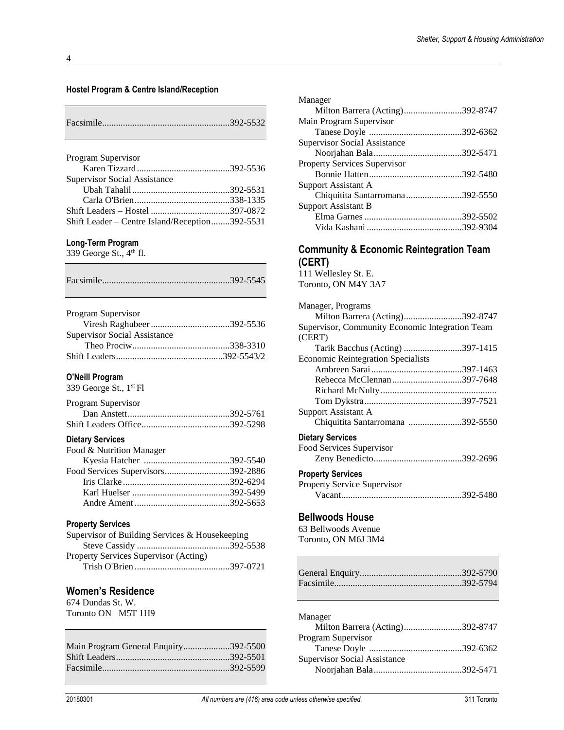### Hostel Program & Centre Island/Reception

Facsimile......................................................392-5532

Program Supervisor
Karen Tizzard........................................392-5536
Supervisor Social Assistance
Ubah Tahalil..........................................392-5531
Carla O'Brien.........................................338-1335
Shift Leaders – Hostel ..................................397-0872
Shift Leader – Centre Island/Reception........392-5531

### Long-Term Program

339 George St., 4th fl.

Facsimile......................................................392-5545

Program Supervisor
Viresh Raghubeer..................................392-5536
Supervisor Social Assistance
Theo Prociw..........................................338-3310
Shift Leaders.............................................392-5543/2

### O'Neill Program

339 George St., 1st Fl

Program Supervisor
Dan Anstett............................................392-5761
Shift Leaders Office......................................392-5298

### Dietary Services

Food & Nutrition Manager
Kyesia Hatcher .....................................392-5540
Food Services Supervisors............................392-2886
Iris Clarke..............................................392-6294
Karl Huelser ..........................................392-5499
Andre Ament .........................................392-5653

### Property Services

Supervisor of Building Services & Housekeeping
Steve Cassidy ........................................392-5538
Property Services Supervisor (Acting)
Trish O'Brien.........................................397-0721

## Women's Residence

674 Dundas St. W.
Toronto ON M5T 1H9

Main Program General Enquiry....................392-5500
Shift Leaders................................................392-5501
Facsimile......................................................392-5599

Manager
Milton Barrera (Acting).........................392-8747
Main Program Supervisor
Tanese Doyle ........................................392-6362
Supervisor Social Assistance
Noorjahan Bala......................................392-5471
Property Services Supervisor
Bonnie Hatten........................................392-5480
Support Assistant A
Chiquitita Santarromana........................392-5550
Support Assistant B
Elma Garnes ..........................................392-5502
Vida Kashani .........................................392-9304

## Community & Economic Reintegration Team (CERT)

111 Wellesley St. E.
Toronto, ON M4Y 3A7

Manager, Programs
Milton Barrera (Acting).........................392-8747
Supervisor, Community Economic Integration Team (CERT)
Tarik Bacchus (Acting) .........................397-1415
Economic Reintegration Specialists
Ambreen Sarai.......................................397-1463
Rebecca McClennan..............................397-7648
Richard McNulty..................................................
Tom Dykstra..........................................397-7521
Support Assistant A
Chiquitita Santarromana .......................392-5550

### Dietary Services

Food Services Supervisor
Zeny Benedicto......................................392-2696

### Property Services

Property Service Supervisor
Vacant....................................................392-5480

## Bellwoods House

63 Bellwoods Avenue
Toronto, ON M6J 3M4

General Enquiry...........................................392-5790
Facsimile......................................................392-5794

Manager
Milton Barrera (Acting).........................392-8747
Program Supervisor
Tanese Doyle ........................................392-6362
Supervisor Social Assistance
Noorjahan Bala......................................392-5471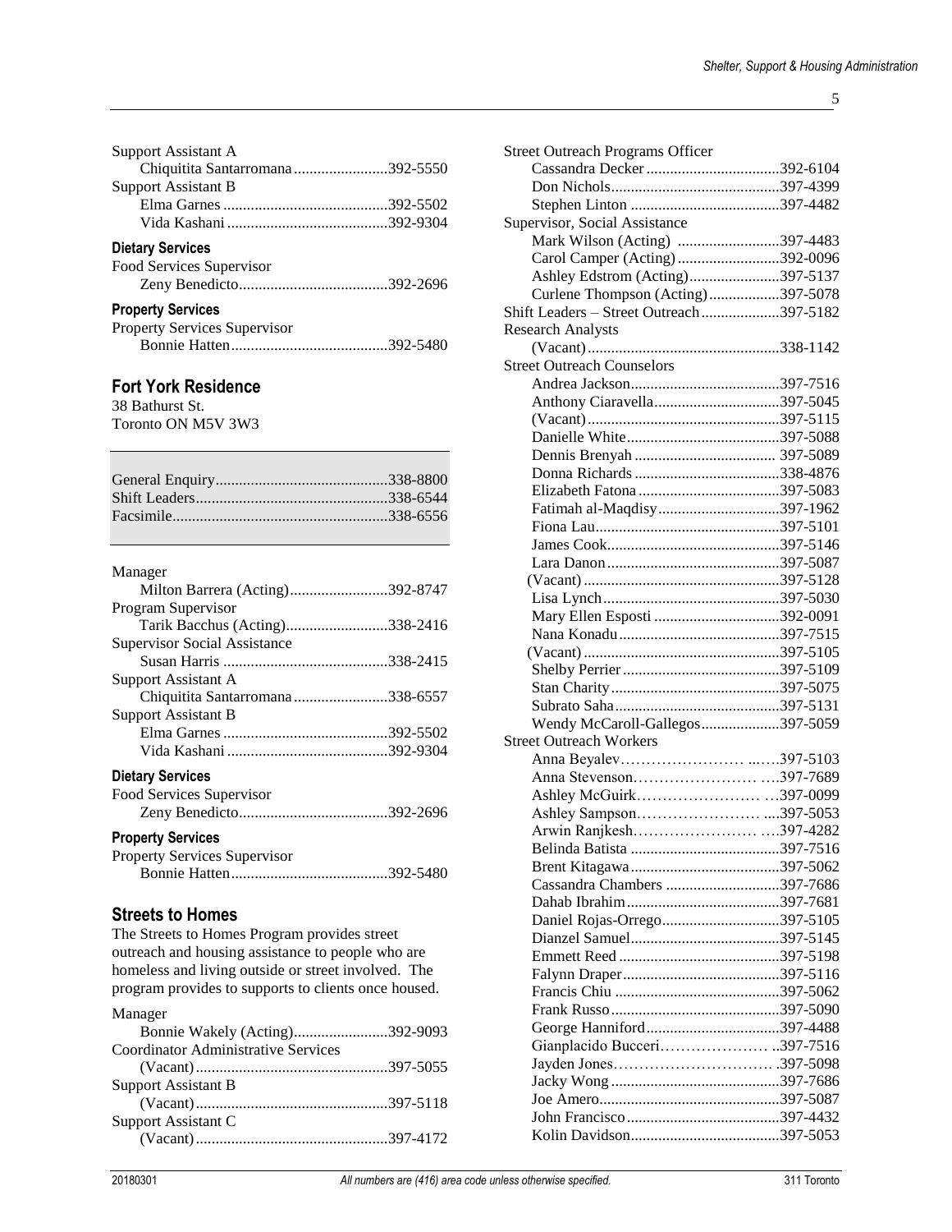Support Assistant A
- Chiquitita Santarromana ........................392-5550

Support Assistant B
- Elma Garnes ..........................................392-5502
- Vida Kashani .........................................392-9304

**Dietary Services**

Food Services Supervisor
- Zeny Benedicto......................................392-2696

**Property Services**

Property Services Supervisor
- Bonnie Hatten........................................392-5480

## Fort York Residence

38 Bathurst St.
Toronto ON M5V 3W3

General Enquiry............................................338-8800
Shift Leaders.................................................338-6544
Facsimile.......................................................338-6556

Manager
- Milton Barrera (Acting).........................392-8747

Program Supervisor
- Tarik Bacchus (Acting)..........................338-2416

Supervisor Social Assistance
- Susan Harris ..........................................338-2415

Support Assistant A
- Chiquitita Santarromana ........................338-6557

Support Assistant B
- Elma Garnes ..........................................392-5502
- Vida Kashani .........................................392-9304

**Dietary Services**

Food Services Supervisor
- Zeny Benedicto......................................392-2696

**Property Services**

Property Services Supervisor
- Bonnie Hatten........................................392-5480

## Streets to Homes

The Streets to Homes Program provides street outreach and housing assistance to people who are homeless and living outside or street involved. The program provides to supports to clients once housed.

Manager
- Bonnie Wakely (Acting)........................392-9093

Coordinator Administrative Services
- (Vacant).................................................397-5055

Support Assistant B
- (Vacant).................................................397-5118

Support Assistant C
- (Vacant).................................................397-4172

Street Outreach Programs Officer
- Cassandra Decker ..................................392-6104
- Don Nichols...........................................397-4399
- Stephen Linton ......................................397-4482

Supervisor, Social Assistance
- Mark Wilson (Acting) ..........................397-4483
- Carol Camper (Acting)..........................392-0096
- Ashley Edstrom (Acting).......................397-5137
- Curlene Thompson (Acting)..................397-5078

Shift Leaders – Street Outreach....................397-5182

Research Analysts
- (Vacant).................................................338-1142

Street Outreach Counselors
- Andrea Jackson......................................397-7516
- Anthony Ciaravella................................397-5045
- (Vacant).................................................397-5115
- Danielle White.......................................397-5088
- Dennis Brenyah .................................... 397-5089
- Donna Richards .....................................338-4876
- Elizabeth Fatona ....................................397-5083
- Fatimah al-Maqdisy...............................397-1962
- Fiona Lau...............................................397-5101
- James Cook............................................397-5146
- Lara Danon ............................................397-5087
- (Vacant) .................................................397-5128
- Lisa Lynch .............................................397-5030
- Mary Ellen Esposti ................................392-0091
- Nana Konadu .........................................397-7515
- (Vacant) .................................................397-5105
- Shelby Perrier ........................................397-5109
- Stan Charity ...........................................397-5075
- Subrato Saha ..........................................397-5131
- Wendy McCaroll-Gallegos....................397-5059

Street Outreach Workers
- Anna Beyalev…………………… ..….397-5103
- Anna Stevenson…………………… ….397-7689
- Ashley McGuirk…………………… …397-0099
- Ashley Sampson…………………… ....397-5053
- Arwin Ranjkesh…………………… ….397-4282
- Belinda Batista ......................................397-7516
- Brent Kitagawa ......................................397-5062
- Cassandra Chambers .............................397-7686
- Dahab Ibrahim .......................................397-7681
- Daniel Rojas-Orrego..............................397-5105
- Dianzel Samuel......................................397-5145
- Emmett Reed .........................................397-5198
- Falynn Draper ........................................397-5116
- Francis Chiu ..........................................397-5062
- Frank Russo ...........................................397-5090
- George Hanniford..................................397-4488
- Gianplacido Bucceri………………… ..397-7516
- Jayden Jones…………………………. .397-5098
- Jacky Wong ...........................................397-7686
- Joe Amero..............................................397-5087
- John Francisco .......................................397-4432
- Kolin Davidson......................................397-5053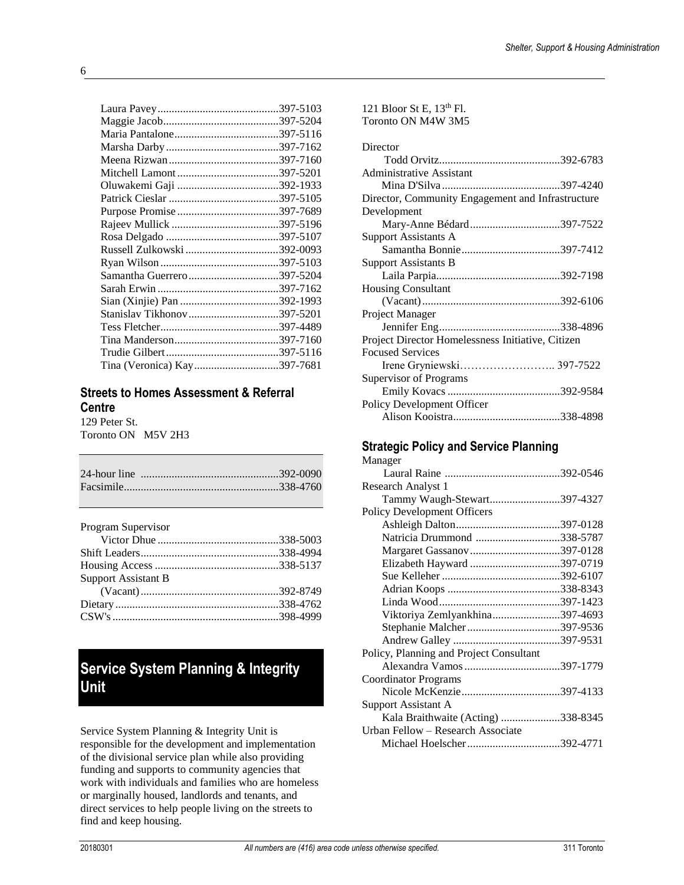Laura Pavey....................................397-5103
Maggie Jacob....................................397-5204
Maria Pantalone....................................397-5116
Marsha Darby....................................397-7162
Meena Rizwan....................................397-7160
Mitchell Lamont....................................397-5201
Oluwakemi Gaji....................................392-1933
Patrick Cieslar....................................397-5105
Purpose Promise....................................397-7689
Rajeev Mullick....................................397-5196
Rosa Delgado....................................397-5107
Russell Zulkowski....................................392-0093
Ryan Wilson....................................397-5103
Samantha Guerrero....................................397-5204
Sarah Erwin....................................397-7162
Sian (Xinjie) Pan....................................392-1993
Stanislav Tikhonov....................................397-5201
Tess Fletcher....................................397-4489
Tina Manderson....................................397-7160
Trudie Gilbert....................................397-5116
Tina (Veronica) Kay....................................397-7681

### Streets to Homes Assessment & Referral Centre

129 Peter St.
Toronto ON M5V 2H3

24-hour line ....................................392-0090
Facsimile....................................338-4760

Program Supervisor
Victor Dhue....................................338-5003
Shift Leaders....................................338-4994
Housing Access....................................338-5137
Support Assistant B
(Vacant)....................................392-8749
Dietary....................................338-4762
CSW's....................................398-4999

## Service System Planning & Integrity Unit

Service System Planning & Integrity Unit is responsible for the development and implementation of the divisional service plan while also providing funding and supports to community agencies that work with individuals and families who are homeless or marginally housed, landlords and tenants, and direct services to help people living on the streets to find and keep housing.

121 Bloor St E, 13th Fl.
Toronto ON M4W 3M5

Director
Todd Orvitz....................................392-6783
Administrative Assistant
Mina D'Silva....................................397-4240
Director, Community Engagement and Infrastructure Development
Mary-Anne Bédard....................................397-7522
Support Assistants A
Samantha Bonnie....................................397-7412
Support Assistants B
Laila Parpia....................................392-7198
Housing Consultant
(Vacant)....................................392-6106
Project Manager
Jennifer Eng....................................338-4896
Project Director Homelessness Initiative, Citizen Focused Services
Irene Gryniewski…………………….. 397-7522
Supervisor of Programs
Emily Kovacs....................................392-9584
Policy Development Officer
Alison Kooistra....................................338-4898

### Strategic Policy and Service Planning

Manager
Laural Raine....................................392-0546
Research Analyst 1
Tammy Waugh-Stewart....................................397-4327
Policy Development Officers
Ashleigh Dalton....................................397-0128
Natricia Drummond....................................338-5787
Margaret Gassanov....................................397-0128
Elizabeth Hayward....................................397-0719
Sue Kelleher....................................392-6107
Adrian Koops....................................338-8343
Linda Wood....................................397-1423
Viktoriya Zemlyankhina....................................397-4693
Stephanie Malcher....................................397-9536
Andrew Galley....................................397-9531
Policy, Planning and Project Consultant
Alexandra Vamos....................................397-1779
Coordinator Programs
Nicole McKenzie....................................397-4133
Support Assistant A
Kala Braithwaite (Acting)....................................338-8345
Urban Fellow – Research Associate
Michael Hoelscher....................................392-4771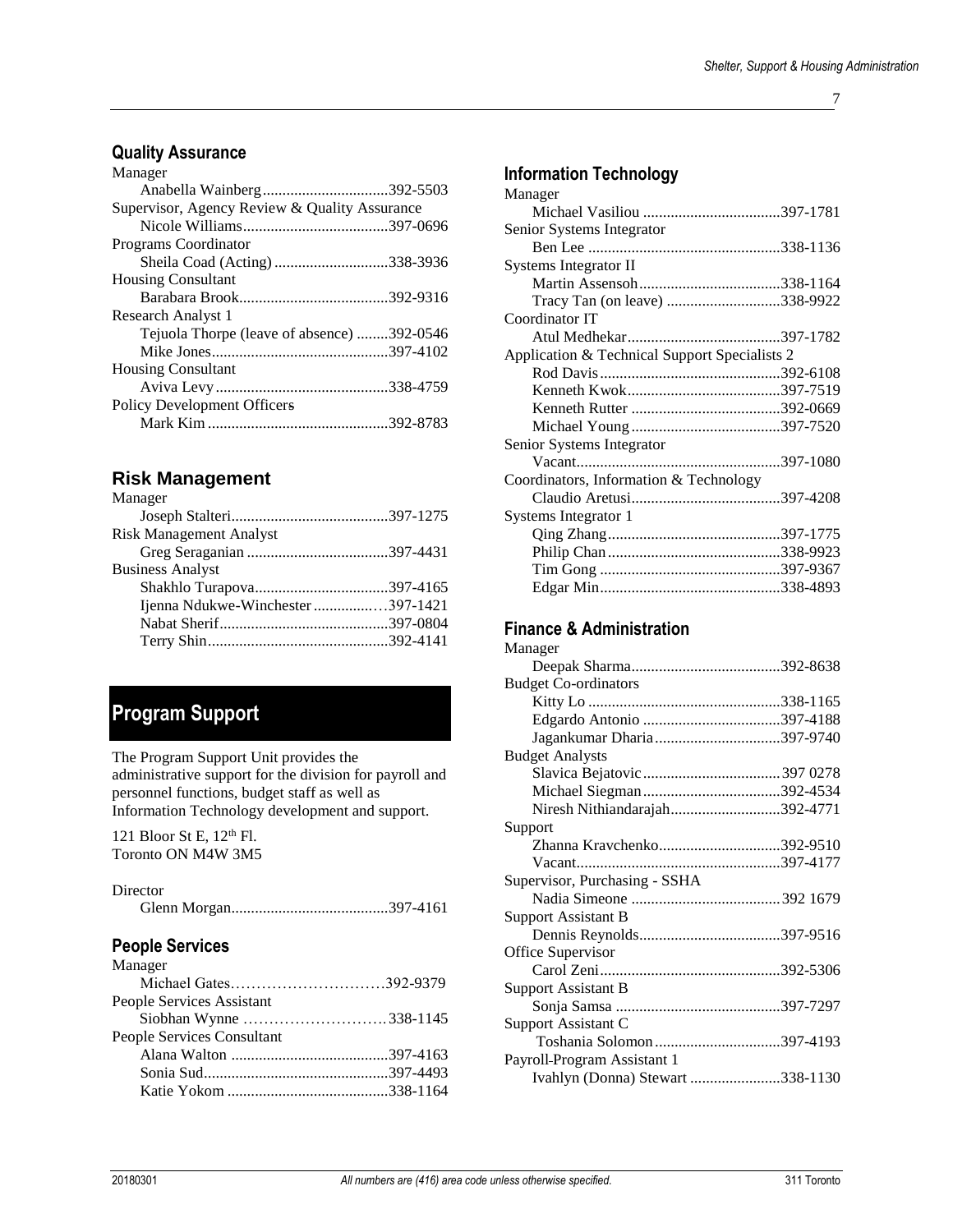## Quality Assurance

Manager
- Anabella Wainberg................................392-5503

Supervisor, Agency Review & Quality Assurance
- Nicole Williams.....................................397-0696

Programs Coordinator
- Sheila Coad (Acting) .............................338-3936

Housing Consultant
- Barabara Brook......................................392-9316

Research Analyst 1
- Tejuola Thorpe (leave of absence) ........392-0546
- Mike Jones.............................................397-4102

Housing Consultant
- Aviva Levy ............................................338-4759

Policy Development Officers
- Mark Kim ..............................................392-8783

## Risk Management

Manager
- Joseph Stalteri........................................397-1275

Risk Management Analyst
- Greg Seraganian ....................................397-4431

Business Analyst
- Shakhlo Turapova..................................397-4165
- Ijenna Ndukwe-Winchester .................397-1421
- Nabat Sherif...........................................397-0804
- Terry Shin..............................................392-4141

# Program Support

The Program Support Unit provides the administrative support for the division for payroll and personnel functions, budget staff as well as Information Technology development and support.

121 Bloor St E, 12th Fl.
Toronto ON M4W 3M5

Director
- Glenn Morgan........................................397-4161

## People Services

Manager
- Michael Gates..............................392-9379

People Services Assistant
- Siobhan Wynne ............................338-1145

People Services Consultant
- Alana Walton ........................................397-4163
- Sonia Sud...............................................397-4493
- Katie Yokom .........................................338-1164

## Information Technology

Manager
- Michael Vasiliou ...................................397-1781

Senior Systems Integrator
- Ben Lee .................................................338-1136

Systems Integrator II
- Martin Assensoh....................................338-1164
- Tracy Tan (on leave) .............................338-9922

Coordinator IT
- Atul Medhekar.......................................397-1782

Application & Technical Support Specialists 2
- Rod Davis..............................................392-6108
- Kenneth Kwok.......................................397-7519
- Kenneth Rutter ......................................392-0669
- Michael Young......................................397-7520

Senior Systems Integrator
- Vacant....................................................397-1080

Coordinators, Information & Technology
- Claudio Aretusi......................................397-4208

Systems Integrator 1
- Qing Zhang............................................397-1775
- Philip Chan............................................338-9923
- Tim Gong ..............................................397-9367
- Edgar Min.............................................338-4893

## Finance & Administration

Manager
- Deepak Sharma......................................392-8638

Budget Co-ordinators
- Kitty Lo .................................................338-1165
- Edgardo Antonio ...................................397-4188
- Jagankumar Dharia................................397-9740

Budget Analysts
- Slavica Bejatovic...................................397 0278
- Michael Siegman...................................392-4534
- Niresh Nithiandarajah............................392-4771

Support
- Zhanna Kravchenko...............................392-9510
- Vacant....................................................397-4177

Supervisor, Purchasing - SSHA
- Nadia Simeone ......................................392 1679

Support Assistant B
- Dennis Reynolds....................................397-9516

Office Supervisor
- Carol Zeni..............................................392-5306

Support Assistant B
- Sonja Samsa ..........................................397-7297

Support Assistant C
- Toshania Solomon................................397-4193

Payroll-Program Assistant 1
- Ivahlyn (Donna) Stewart .......................338-1130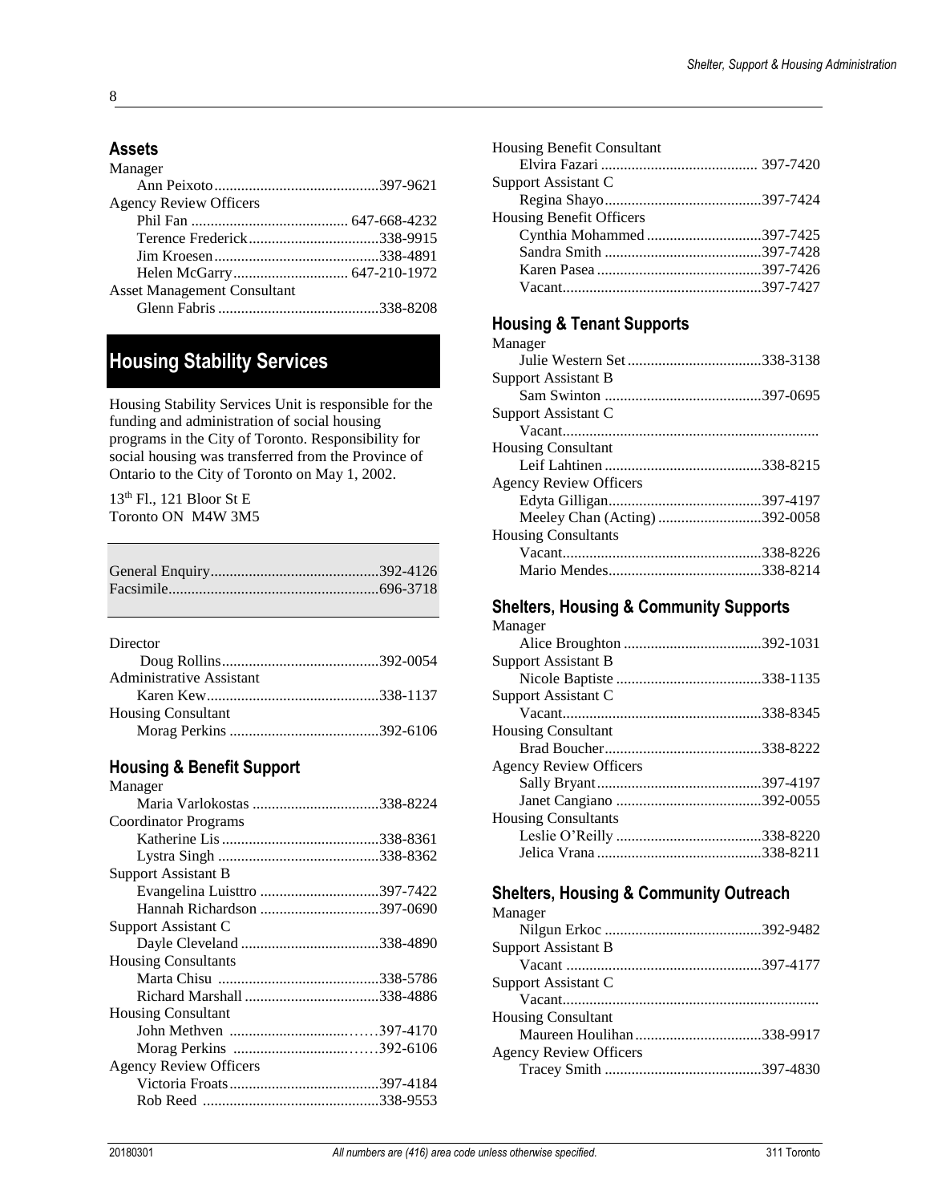### Assets

Manager
- Ann Peixoto...........................................397-9621

Agency Review Officers
- Phil Fan ......................................... 647-668-4232
- Terence Frederick..................................338-9915
- Jim Kroesen...........................................338-4891
- Helen McGarry.............................. 647-210-1972

Asset Management Consultant
- Glenn Fabris ..........................................338-8208

## Housing Stability Services

Housing Stability Services Unit is responsible for the funding and administration of social housing programs in the City of Toronto. Responsibility for social housing was transferred from the Province of Ontario to the City of Toronto on May 1, 2002.

13th Fl., 121 Bloor St E
Toronto ON M4W 3M5

General Enquiry...........................................392-4126
Facsimile......................................................696-3718

Director
- Doug Rollins.........................................392-0054

Administrative Assistant
- Karen Kew.............................................338-1137

Housing Consultant
- Morag Perkins .......................................392-6106

### Housing & Benefit Support

Manager
- Maria Varlokostas .................................338-8224

Coordinator Programs
- Katherine Lis .........................................338-8361
- Lystra Singh ..........................................338-8362

Support Assistant B
- Evangelina Luisttro ...............................397-7422
- Hannah Richardson ...............................397-0690

Support Assistant C
- Dayle Cleveland ....................................338-4890

Housing Consultants
- Marta Chisu ..........................................338-5786
- Richard Marshall ...................................338-4886

Housing Consultant
- John Methven ................................……397-4170
- Morag Perkins ..............................……392-6106

Agency Review Officers
- Victoria Froats.......................................397-4184
- Rob Reed .............................................338-9553

Housing Benefit Consultant
- Elvira Fazari ......................................... 397-7420

Support Assistant C
- Regina Shayo.........................................397-7424

Housing Benefit Officers
- Cynthia Mohammed .............................397-7425
- Sandra Smith .........................................397-7428
- Karen Pasea ...........................................397-7426
- Vacant....................................................397-7427

### Housing & Tenant Supports

Manager
- Julie Western Set ...................................338-3138

Support Assistant B
- Sam Swinton .........................................397-0695

Support Assistant C
- Vacant...................................................................

Housing Consultant
- Leif Lahtinen .........................................338-8215

Agency Review Officers
- Edyta Gilligan........................................397-4197
- Meeley Chan (Acting) ...........................392-0058

Housing Consultants
- Vacant....................................................338-8226
- Mario Mendes........................................338-8214

### Shelters, Housing & Community Supports

Manager
- Alice Broughton ....................................392-1031

Support Assistant B
- Nicole Baptiste ......................................338-1135

Support Assistant C
- Vacant....................................................338-8345

Housing Consultant
- Brad Boucher.........................................338-8222

Agency Review Officers
- Sally Bryant...........................................397-4197
- Janet Cangiano ......................................392-0055

Housing Consultants
- Leslie O'Reilly ......................................338-8220
- Jelica Vrana ...........................................338-8211

### Shelters, Housing & Community Outreach

Manager
- Nilgun Erkoc .........................................392-9482

Support Assistant B
- Vacant ...................................................397-4177

Support Assistant C
- Vacant...................................................................

Housing Consultant
- Maureen Houlihan.................................338-9917

Agency Review Officers
- Tracey Smith .........................................397-4830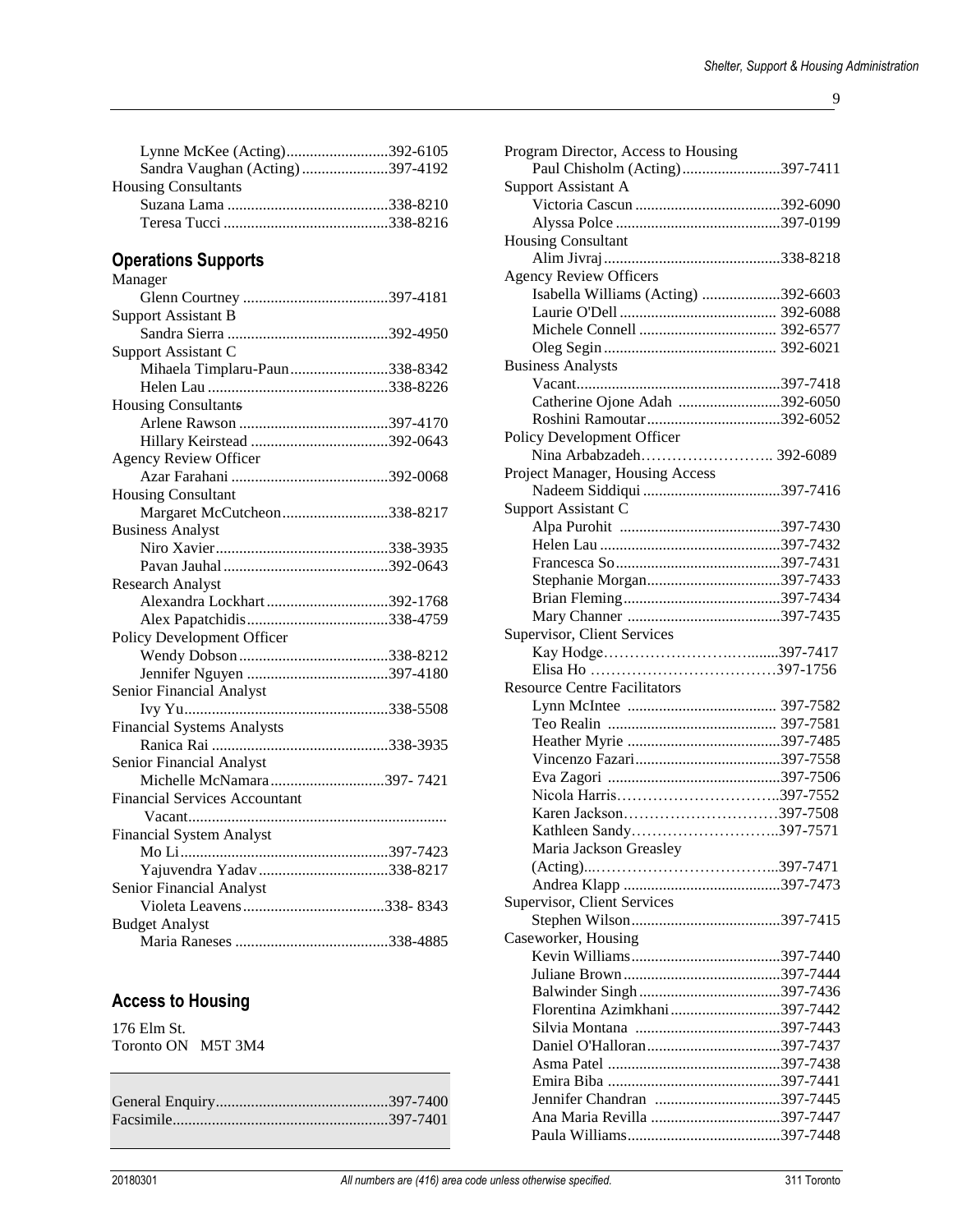Lynne McKee (Acting)..........................392-6105
Sandra Vaughan (Acting)......................397-4192

Housing Consultants
Suzana Lama .........................................338-8210
Teresa Tucci ..........................................338-8216

## Operations Supports

Manager
Glenn Courtney .....................................397-4181

Support Assistant B
Sandra Sierra .........................................392-4950

Support Assistant C
Mihaela Timplaru-Paun.........................338-8342
Helen Lau ..............................................338-8226

Housing Consultants
Arlene Rawson ......................................397-4170
Hillary Keirstead ...................................392-0643

Agency Review Officer
Azar Farahani ........................................392-0068

Housing Consultant
Margaret McCutcheon...........................338-8217

Business Analyst
Niro Xavier............................................338-3935
Pavan Jauhal..........................................392-0643

Research Analyst
Alexandra Lockhart...............................392-1768
Alex Papatchidis....................................338-4759

Policy Development Officer
Wendy Dobson......................................338-8212
Jennifer Nguyen ....................................397-4180

Senior Financial Analyst
Ivy Yu....................................................338-5508

Financial Systems Analysts
Ranica Rai .............................................338-3935

Senior Financial Analyst
Michelle McNamara.............................397- 7421

Financial Services Accountant
Vacant.................................................................

Financial System Analyst
Mo Li.....................................................397-7423
Yajuvendra Yadav.................................338-8217

Senior Financial Analyst
Violeta Leavens....................................338- 8343

Budget Analyst
Maria Raneses .......................................338-4885

## Access to Housing

176 Elm St.
Toronto ON M5T 3M4

General Enquiry...........................................397-7400
Facsimile......................................................397-7401

Program Director, Access to Housing
Paul Chisholm (Acting).........................397-7411

Support Assistant A
Victoria Cascun .....................................392-6090
Alyssa Polce ..........................................397-0199

Housing Consultant
Alim Jivraj.............................................338-8218

Agency Review Officers
Isabella Williams (Acting) ....................392-6603
Laurie O'Dell ........................................ 392-6088
Michele Connell ................................... 392-6577
Oleg Segin ............................................ 392-6021

Business Analysts
Vacant....................................................397-7418
Catherine Ojone Adah ..........................392-6050
Roshini Ramoutar..................................392-6052

Policy Development Officer
Nina Arbabzadeh…………………….. 392-6089

Project Manager, Housing Access
Nadeem Siddiqui ...................................397-7416

Support Assistant C
Alpa Purohit .........................................397-7430
Helen Lau ..............................................397-7432
Francesca So..........................................397-7431
Stephanie Morgan..................................397-7433
Brian Fleming........................................397-7434
Mary Channer .......................................397-7435

Supervisor, Client Services
Kay Hodge…………………………......397-7417
Elisa Ho ………………………………397-1756

Resource Centre Facilitators
Lynn McIntee ...................................... 397-7582
Teo Realin ........................................... 397-7581
Heather Myrie .......................................397-7485
Vincenzo Fazari.....................................397-7558
Eva Zagori ............................................397-7506
Nicola Harris…………………………..397-7552
Karen Jackson…………………………397-7508
Kathleen Sandy………………………..397-7571
Maria Jackson Greasley
(Acting)..……………………………...397-7471
Andrea Klapp ........................................397-7473

Supervisor, Client Services
Stephen Wilson......................................397-7415

Caseworker, Housing
Kevin Williams......................................397-7440
Juliane Brown........................................397-7444
Balwinder Singh....................................397-7436
Florentina Azimkhani............................397-7442
Silvia Montana .....................................397-7443
Daniel O'Halloran..................................397-7437
Asma Patel ............................................397-7438
Emira Biba ............................................397-7441
Jennifer Chandran ................................397-7445
Ana Maria Revilla .................................397-7447
Paula Williams.......................................397-7448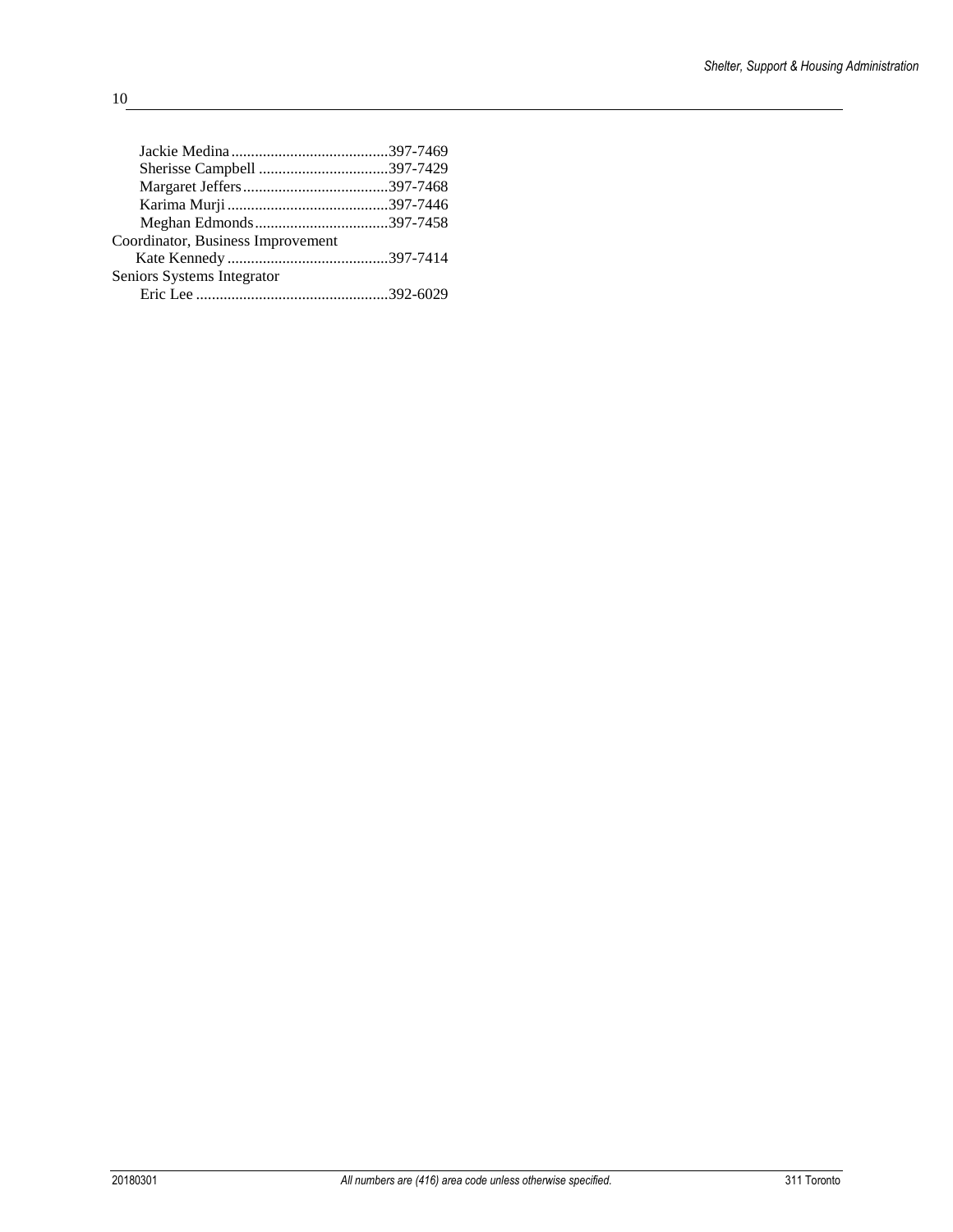Jackie Medina........................................397-7469
Sherisse Campbell .................................397-7429
Margaret Jeffers.....................................397-7468
Karima Murji .........................................397-7446
Meghan Edmonds..................................397-7458

Coordinator, Business Improvement
Kate Kennedy .........................................397-7414

Seniors Systems Integrator
Eric Lee .................................................392-6029

All numbers are (416) area code unless otherwise specified.